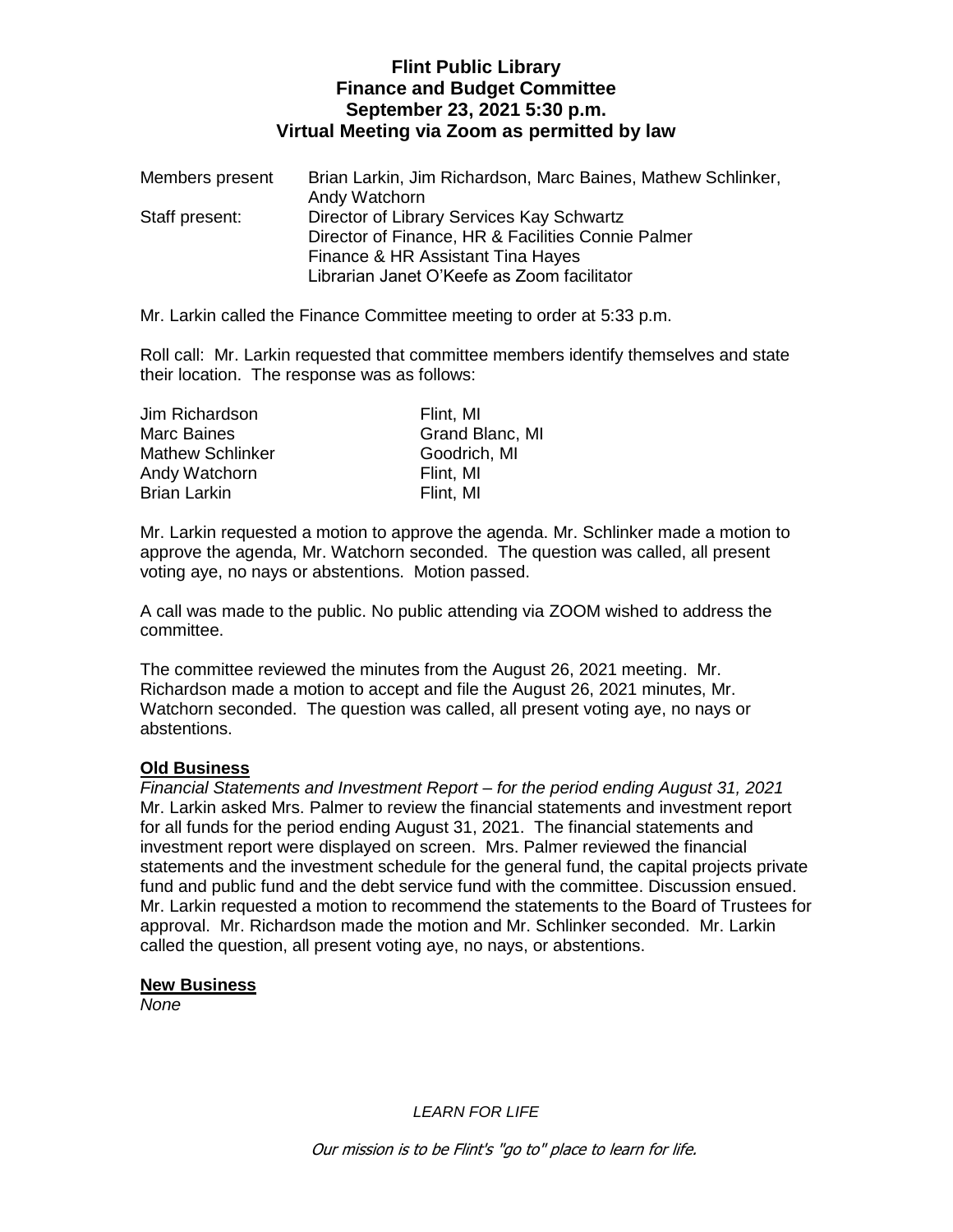# Flint Public Library
## Finance and Budget Committee
### September 23, 2021 5:30 p.m.
### Virtual Meeting via Zoom as permitted by law

| | |
|---|---|
| Members present | Brian Larkin, Jim Richardson, Marc Baines, Mathew Schlinker, Andy Watchorn |
| Staff present: | Director of Library Services Kay Schwartz<br>Director of Finance, HR & Facilities Connie Palmer<br>Finance & HR Assistant Tina Hayes<br>Librarian Janet O'Keefe as Zoom facilitator |

Mr. Larkin called the Finance Committee meeting to order at 5:33 p.m.

Roll call: Mr. Larkin requested that committee members identify themselves and state their location. The response was as follows:

| | |
|---|---|
| Jim Richardson | Flint, MI |
| Marc Baines | Grand Blanc, MI |
| Mathew Schlinker | Goodrich, MI |
| Andy Watchorn | Flint, MI |
| Brian Larkin | Flint, MI |

Mr. Larkin requested a motion to approve the agenda. Mr. Schlinker made a motion to approve the agenda, Mr. Watchorn seconded. The question was called, all present voting aye, no nays or abstentions. Motion passed.

A call was made to the public. No public attending via ZOOM wished to address the committee.

The committee reviewed the minutes from the August 26, 2021 meeting. Mr. Richardson made a motion to accept and file the August 26, 2021 minutes, Mr. Watchorn seconded. The question was called, all present voting aye, no nays or abstentions.

**Old Business**

*Financial Statements and Investment Report – for the period ending August 31, 2021*
Mr. Larkin asked Mrs. Palmer to review the financial statements and investment report for all funds for the period ending August 31, 2021. The financial statements and investment report were displayed on screen. Mrs. Palmer reviewed the financial statements and the investment schedule for the general fund, the capital projects private fund and public fund and the debt service fund with the committee. Discussion ensued. Mr. Larkin requested a motion to recommend the statements to the Board of Trustees for approval. Mr. Richardson made the motion and Mr. Schlinker seconded. Mr. Larkin called the question, all present voting aye, no nays, or abstentions.

**New Business**

*None*

*LEARN FOR LIFE*

*Our mission is to be Flint's "go to" place to learn for life.*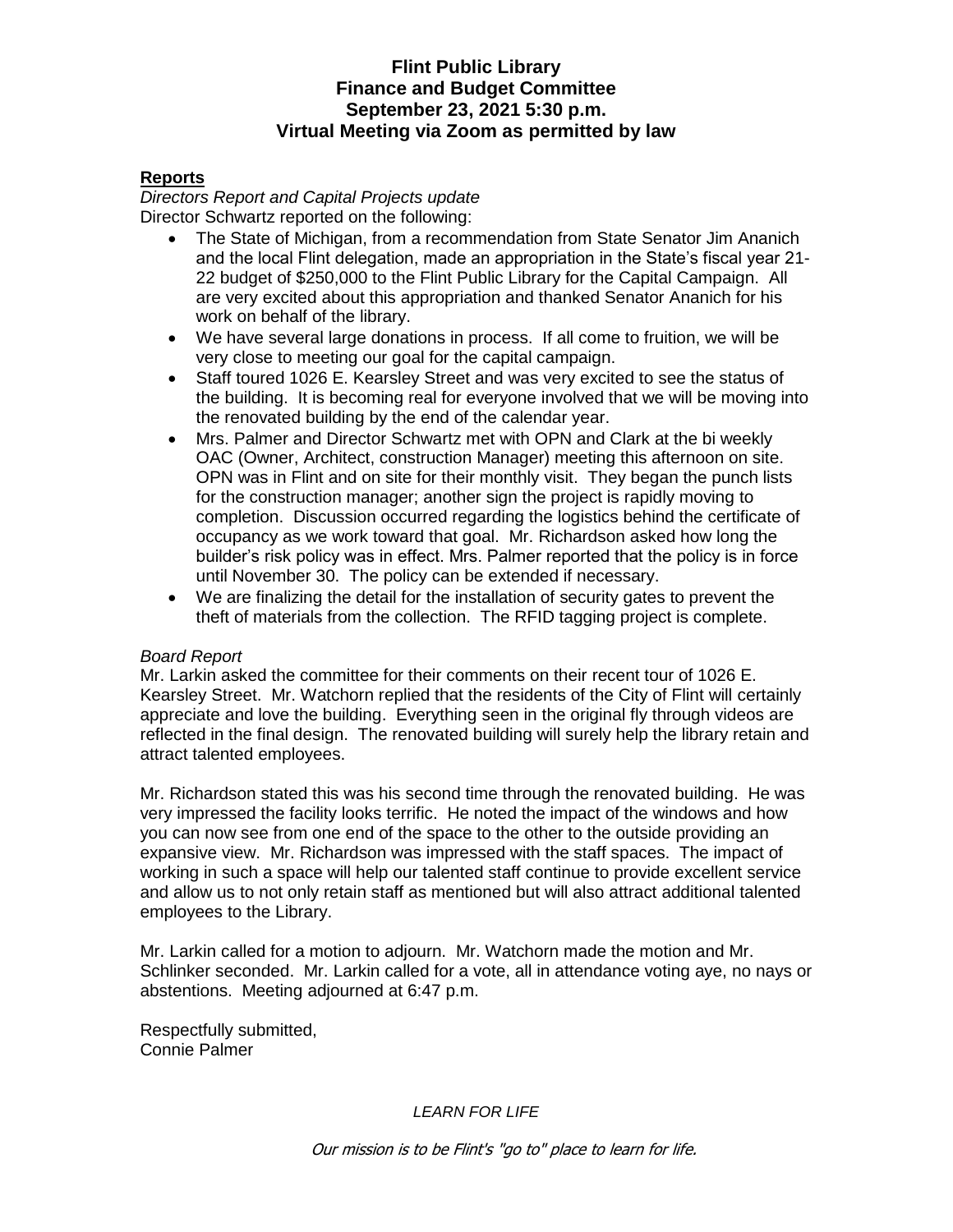**Flint Public Library**
**Finance and Budget Committee**
**September 23, 2021 5:30 p.m.**
**Virtual Meeting via Zoom as permitted by law**

## Reports

*Directors Report and Capital Projects update*

Director Schwartz reported on the following:

- The State of Michigan, from a recommendation from State Senator Jim Ananich and the local Flint delegation, made an appropriation in the State's fiscal year 21-22 budget of $250,000 to the Flint Public Library for the Capital Campaign. All are very excited about this appropriation and thanked Senator Ananich for his work on behalf of the library.
- We have several large donations in process. If all come to fruition, we will be very close to meeting our goal for the capital campaign.
- Staff toured 1026 E. Kearsley Street and was very excited to see the status of the building. It is becoming real for everyone involved that we will be moving into the renovated building by the end of the calendar year.
- Mrs. Palmer and Director Schwartz met with OPN and Clark at the bi weekly OAC (Owner, Architect, construction Manager) meeting this afternoon on site. OPN was in Flint and on site for their monthly visit. They began the punch lists for the construction manager; another sign the project is rapidly moving to completion. Discussion occurred regarding the logistics behind the certificate of occupancy as we work toward that goal. Mr. Richardson asked how long the builder's risk policy was in effect. Mrs. Palmer reported that the policy is in force until November 30. The policy can be extended if necessary.
- We are finalizing the detail for the installation of security gates to prevent the theft of materials from the collection. The RFID tagging project is complete.

*Board Report*

Mr. Larkin asked the committee for their comments on their recent tour of 1026 E. Kearsley Street. Mr. Watchorn replied that the residents of the City of Flint will certainly appreciate and love the building. Everything seen in the original fly through videos are reflected in the final design. The renovated building will surely help the library retain and attract talented employees.

Mr. Richardson stated this was his second time through the renovated building. He was very impressed the facility looks terrific. He noted the impact of the windows and how you can now see from one end of the space to the other to the outside providing an expansive view. Mr. Richardson was impressed with the staff spaces. The impact of working in such a space will help our talented staff continue to provide excellent service and allow us to not only retain staff as mentioned but will also attract additional talented employees to the Library.

Mr. Larkin called for a motion to adjourn. Mr. Watchorn made the motion and Mr. Schlinker seconded. Mr. Larkin called for a vote, all in attendance voting aye, no nays or abstentions. Meeting adjourned at 6:47 p.m.

Respectfully submitted,
Connie Palmer

*LEARN FOR LIFE*

*Our mission is to be Flint's "go to" place to learn for life.*